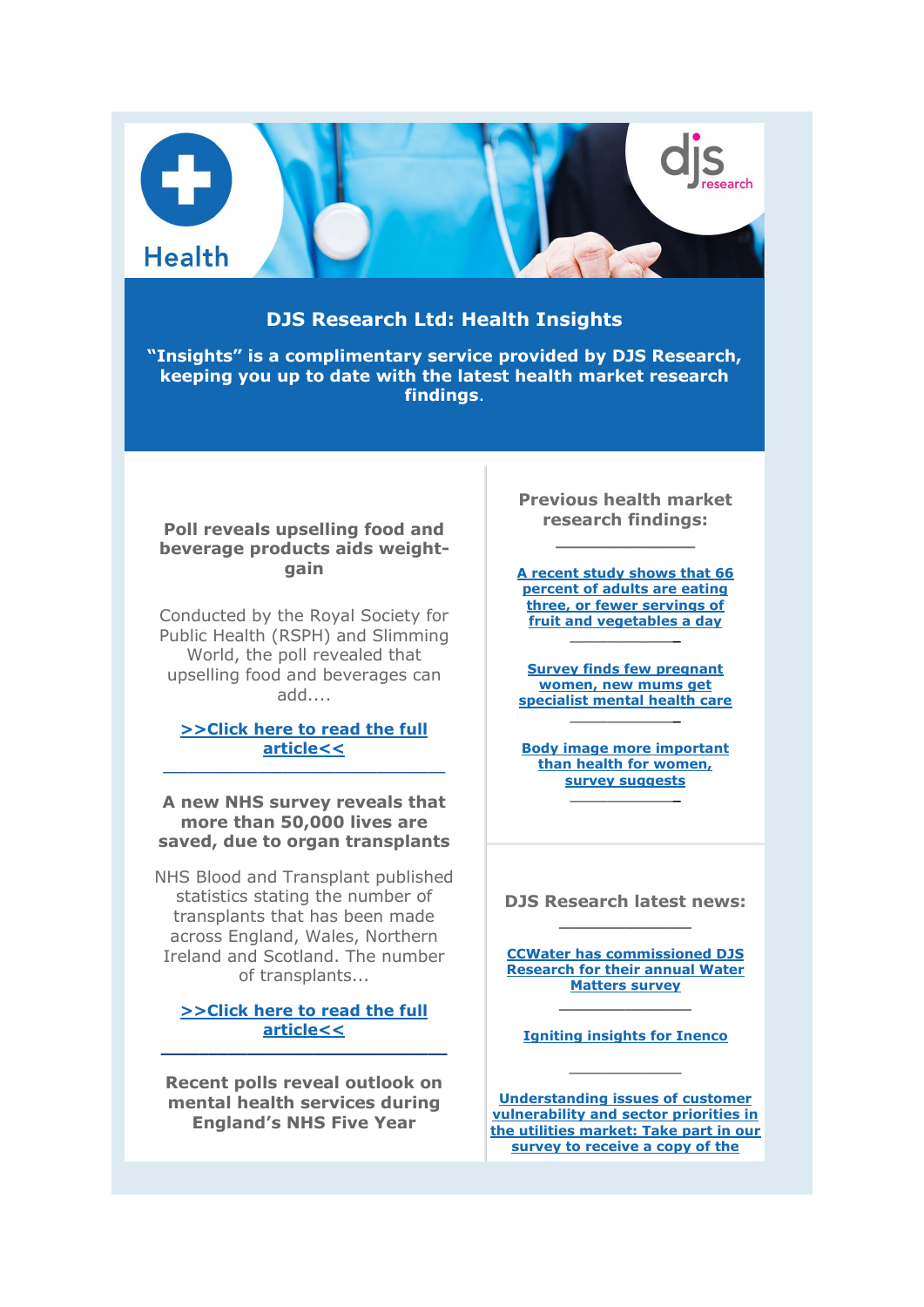Health

djs research

# DJS Research Ltd: Health Insights

**"Insights" is a complimentary service provided by DJS Research, keeping you up to date with the latest health market research findings.**

### Poll reveals upselling food and beverage products aids weight-gain

Conducted by the Royal Society for Public Health (RSPH) and Slimming World, the poll revealed that upselling food and beverages can add....

**>>Click here to read the full article<<**

---

### A new NHS survey reveals that more than 50,000 lives are saved, due to organ transplants

NHS Blood and Transplant published statistics stating the number of transplants that has been made across England, Wales, Northern Ireland and Scotland. The number of transplants...

**>>Click here to read the full article<<**

---

### Recent polls reveal outlook on mental health services during England's NHS Five Year

## Previous health market research findings:

---

**A recent study shows that 66 percent of adults are eating three, or fewer servings of fruit and vegetables a day**

---

**Survey finds few pregnant women, new mums get specialist mental health care**

---

**Body image more important than health for women, survey suggests**

---

## DJS Research latest news:

---

**CCWater has commissioned DJS Research for their annual Water Matters survey**

---

**Igniting insights for Inenco**

---

**Understanding issues of customer vulnerability and sector priorities in the utilities market: Take part in our survey to receive a copy of the**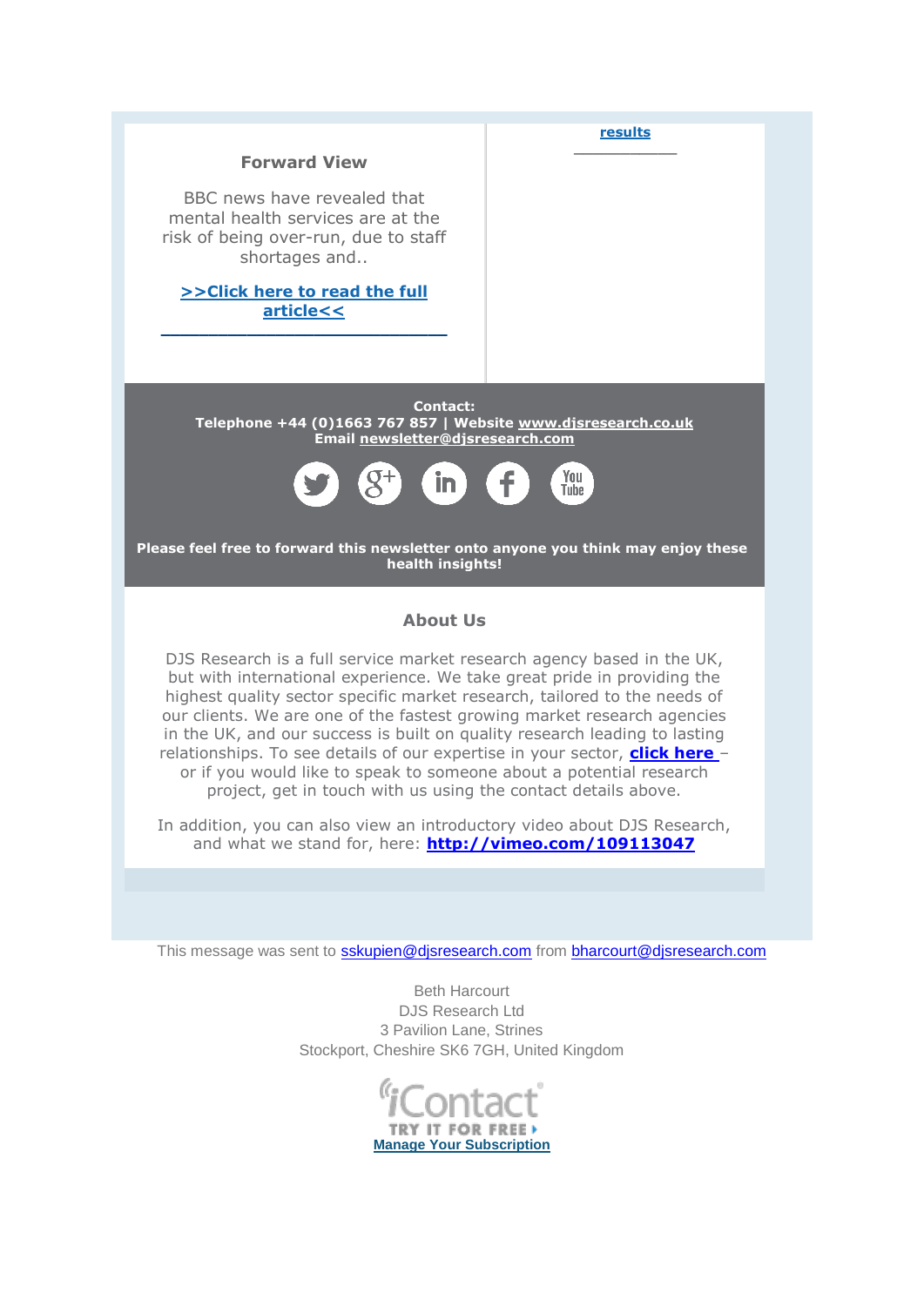results

---

### Forward View

BBC news have revealed that mental health services are at the risk of being over-run, due to staff shortages and..

**>>Click here to read the full article<<**

---

**Contact:**
**Telephone +44 (0)1663 767 857 | Website www.djsresearch.co.uk**
**Email newsletter@djsresearch.com**

**Please feel free to forward this newsletter onto anyone you think may enjoy these health insights!**

### About Us

DJS Research is a full service market research agency based in the UK, but with international experience. We take great pride in providing the highest quality sector specific market research, tailored to the needs of our clients. We are one of the fastest growing market research agencies in the UK, and our success is built on quality research leading to lasting relationships. To see details of our expertise in your sector, **click here** – or if you would like to speak to someone about a potential research project, get in touch with us using the contact details above.

In addition, you can also view an introductory video about DJS Research, and what we stand for, here: **http://vimeo.com/109113047**

This message was sent to sskupien@djsresearch.com from bharcourt@djsresearch.com

Beth Harcourt
DJS Research Ltd
3 Pavilion Lane, Strines
Stockport, Cheshire SK6 7GH, United Kingdom

iContact TRY IT FOR FREE
Manage Your Subscription